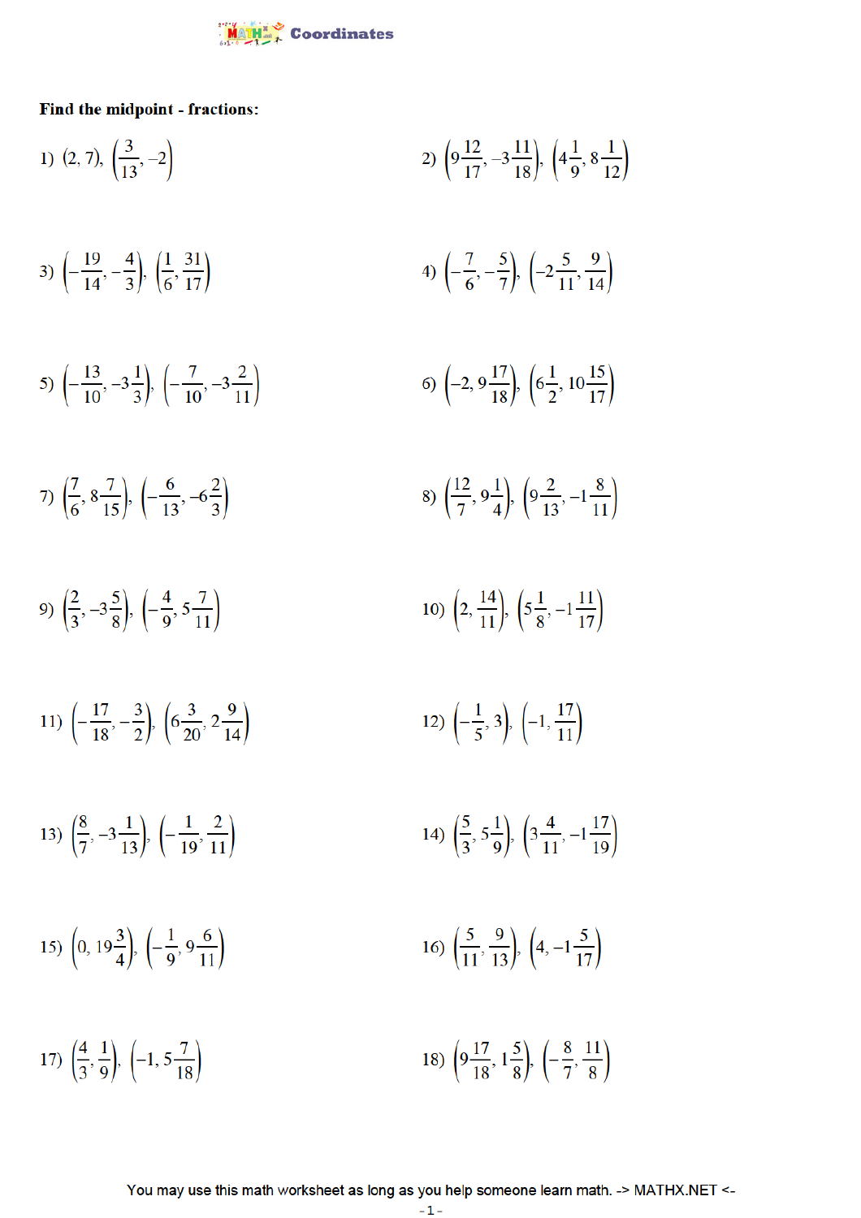## Coordinates

**Find the midpoint - fractions:**

1) $(2, 7), \left(\frac{3}{13}, -2\right)$

2) $\left(9\frac{12}{17}, -3\frac{11}{18}\right), \left(4\frac{1}{9}, 8\frac{1}{12}\right)$

3) $\left(-\frac{19}{14}, -\frac{4}{3}\right), \left(\frac{1}{6}, \frac{31}{17}\right)$

4) $\left(-\frac{7}{6}, -\frac{5}{7}\right), \left(-2\frac{5}{11}, \frac{9}{14}\right)$

5) $\left(-\frac{13}{10}, -3\frac{1}{3}\right), \left(-\frac{7}{10}, -3\frac{2}{11}\right)$

6) $\left(-2, 9\frac{17}{18}\right), \left(6\frac{1}{2}, 10\frac{15}{17}\right)$

7) $\left(\frac{7}{6}, 8\frac{7}{15}\right), \left(-\frac{6}{13}, -6\frac{2}{3}\right)$

8) $\left(\frac{12}{7}, 9\frac{1}{4}\right), \left(9\frac{2}{13}, -1\frac{8}{11}\right)$

9) $\left(\frac{2}{3}, -3\frac{5}{8}\right), \left(-\frac{4}{9}, 5\frac{7}{11}\right)$

10) $\left(2, \frac{14}{11}\right), \left(5\frac{1}{8}, -1\frac{11}{17}\right)$

11) $\left(-\frac{17}{18}, -\frac{3}{2}\right), \left(6\frac{3}{20}, 2\frac{9}{14}\right)$

12) $\left(-\frac{1}{5}, 3\right), \left(-1, \frac{17}{11}\right)$

13) $\left(\frac{8}{7}, -3\frac{1}{13}\right), \left(-\frac{1}{19}, \frac{2}{11}\right)$

14) $\left(\frac{5}{3}, 5\frac{1}{9}\right), \left(3\frac{4}{11}, -1\frac{17}{19}\right)$

15) $\left(0, 19\frac{3}{4}\right), \left(-\frac{1}{9}, 9\frac{6}{11}\right)$

16) $\left(\frac{5}{11}, \frac{9}{13}\right), \left(4, -1\frac{5}{17}\right)$

17) $\left(\frac{4}{3}, \frac{1}{9}\right), \left(-1, 5\frac{7}{18}\right)$

18) $\left(9\frac{17}{18}, 1\frac{5}{8}\right), \left(-\frac{8}{7}, \frac{11}{8}\right)$

You may use this math worksheet as long as you help someone learn math. -> MATHX.NET <-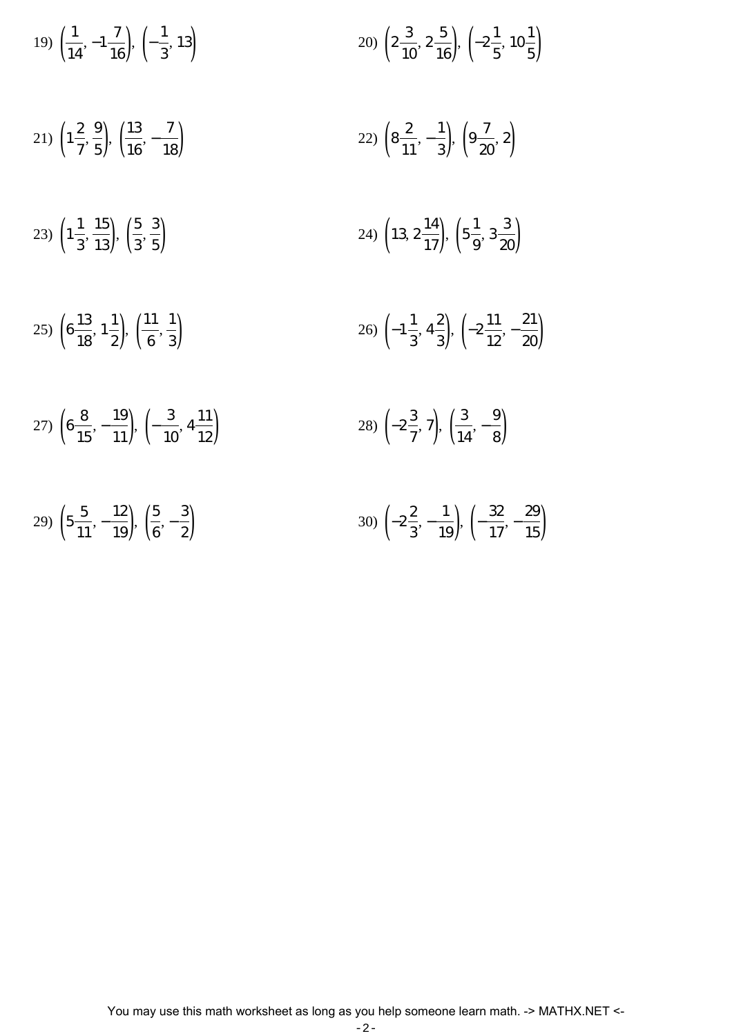19) $\left(\frac{1}{14}, -1\frac{7}{16}\right), \left(-\frac{1}{3}, 13\right)$

20) $\left(2\frac{3}{10}, 2\frac{5}{16}\right), \left(-2\frac{1}{5}, 10\frac{1}{5}\right)$

21) $\left(1\frac{2}{7}, \frac{9}{5}\right), \left(\frac{13}{16}, -\frac{7}{18}\right)$

22) $\left(8\frac{2}{11}, -\frac{1}{3}\right), \left(9\frac{7}{20}, 2\right)$

23) $\left(1\frac{1}{3}, \frac{15}{13}\right), \left(\frac{5}{3}, \frac{3}{5}\right)$

24) $\left(13, 2\frac{14}{17}\right), \left(5\frac{1}{9}, 3\frac{3}{20}\right)$

25) $\left(6\frac{13}{18}, 1\frac{1}{2}\right), \left(\frac{11}{6}, \frac{1}{3}\right)$

26) $\left(-1\frac{1}{3}, 4\frac{2}{3}\right), \left(-2\frac{11}{12}, -\frac{21}{20}\right)$

27) $\left(6\frac{8}{15}, -\frac{19}{11}\right), \left(-\frac{3}{10}, 4\frac{11}{12}\right)$

28) $\left(-2\frac{3}{7}, 7\right), \left(\frac{3}{14}, -\frac{9}{8}\right)$

29) $\left(5\frac{5}{11}, -\frac{12}{19}\right), \left(\frac{5}{6}, -\frac{3}{2}\right)$

30) $\left(-2\frac{2}{3}, -\frac{1}{19}\right), \left(-\frac{32}{17}, -\frac{29}{15}\right)$

You may use this math worksheet as long as you help someone learn math. -> MATHX.NET <-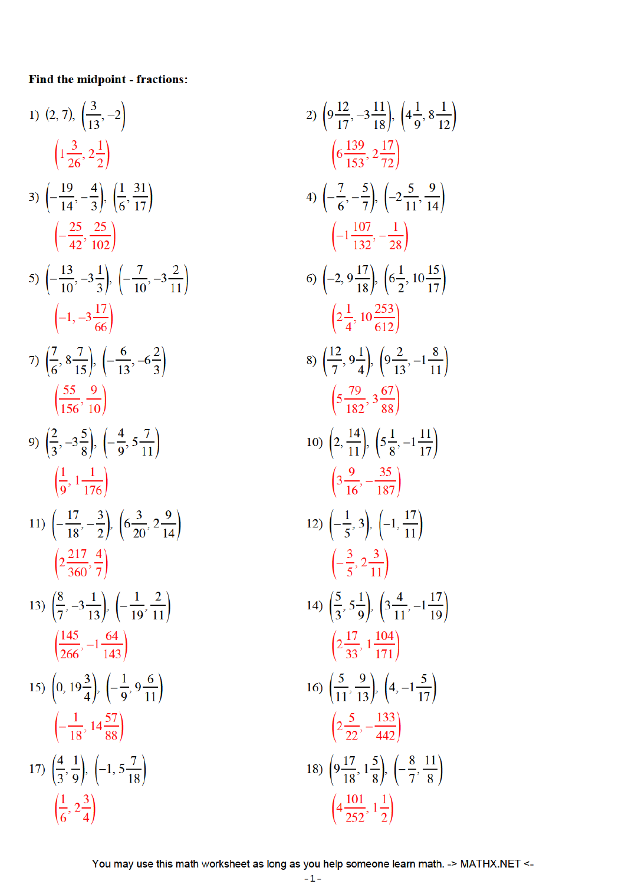**Find the midpoint - fractions:**

1) $(2, 7), \left(\frac{3}{13}, -2\right)$

$\left(1\frac{3}{26}, 2\frac{1}{2}\right)$

2) $\left(9\frac{12}{17}, -3\frac{11}{18}\right), \left(4\frac{1}{9}, 8\frac{1}{12}\right)$

$\left(6\frac{139}{153}, 2\frac{17}{72}\right)$

3) $\left(-\frac{19}{14}, -\frac{4}{3}\right), \left(\frac{1}{6}, \frac{31}{17}\right)$

$\left(-\frac{25}{42}, \frac{25}{102}\right)$

4) $\left(-\frac{7}{6}, -\frac{5}{7}\right), \left(-2\frac{5}{11}, \frac{9}{14}\right)$

$\left(-1\frac{107}{132}, -\frac{1}{28}\right)$

5) $\left(-\frac{13}{10}, -3\frac{1}{3}\right), \left(-\frac{7}{10}, -3\frac{2}{11}\right)$

$\left(-1, -3\frac{17}{66}\right)$

6) $\left(-2, 9\frac{17}{18}\right), \left(6\frac{1}{2}, 10\frac{15}{17}\right)$

$\left(2\frac{1}{4}, 10\frac{253}{612}\right)$

7) $\left(\frac{7}{6}, 8\frac{7}{15}\right), \left(-\frac{6}{13}, -6\frac{2}{3}\right)$

$\left(\frac{55}{156}, \frac{9}{10}\right)$

8) $\left(\frac{12}{7}, 9\frac{1}{4}\right), \left(9\frac{2}{13}, -1\frac{8}{11}\right)$

$\left(5\frac{79}{182}, 3\frac{67}{88}\right)$

9) $\left(\frac{2}{3}, -3\frac{5}{8}\right), \left(-\frac{4}{9}, 5\frac{7}{11}\right)$

$\left(\frac{1}{9}, 1\frac{1}{176}\right)$

10) $\left(2, \frac{14}{11}\right), \left(5\frac{1}{8}, -1\frac{11}{17}\right)$

$\left(3\frac{9}{16}, -\frac{35}{187}\right)$

11) $\left(-\frac{17}{18}, -\frac{3}{2}\right), \left(6\frac{3}{20}, 2\frac{9}{14}\right)$

$\left(2\frac{217}{360}, \frac{4}{7}\right)$

12) $\left(-\frac{1}{5}, 3\right), \left(-1, \frac{17}{11}\right)$

$\left(-\frac{3}{5}, 2\frac{3}{11}\right)$

13) $\left(\frac{8}{7}, -3\frac{1}{13}\right), \left(-\frac{1}{19}, \frac{2}{11}\right)$

$\left(\frac{145}{266}, -1\frac{64}{143}\right)$

14) $\left(\frac{5}{3}, 5\frac{1}{9}\right), \left(3\frac{4}{11}, -1\frac{17}{19}\right)$

$\left(2\frac{17}{33}, 1\frac{104}{171}\right)$

15) $\left(0, 19\frac{3}{4}\right), \left(-\frac{1}{9}, 9\frac{6}{11}\right)$

$\left(-\frac{1}{18}, 14\frac{57}{88}\right)$

16) $\left(\frac{5}{11}, \frac{9}{13}\right), \left(4, -1\frac{5}{17}\right)$

$\left(2\frac{5}{22}, -\frac{133}{442}\right)$

17) $\left(\frac{4}{3}, \frac{1}{9}\right), \left(-1, 5\frac{7}{18}\right)$

$\left(\frac{1}{6}, 2\frac{3}{4}\right)$

18) $\left(9\frac{17}{18}, 1\frac{5}{8}\right), \left(-\frac{8}{7}, \frac{11}{8}\right)$

$\left(4\frac{101}{252}, 1\frac{1}{2}\right)$

You may use this math worksheet as long as you help someone learn math. -> MATHX.NET <-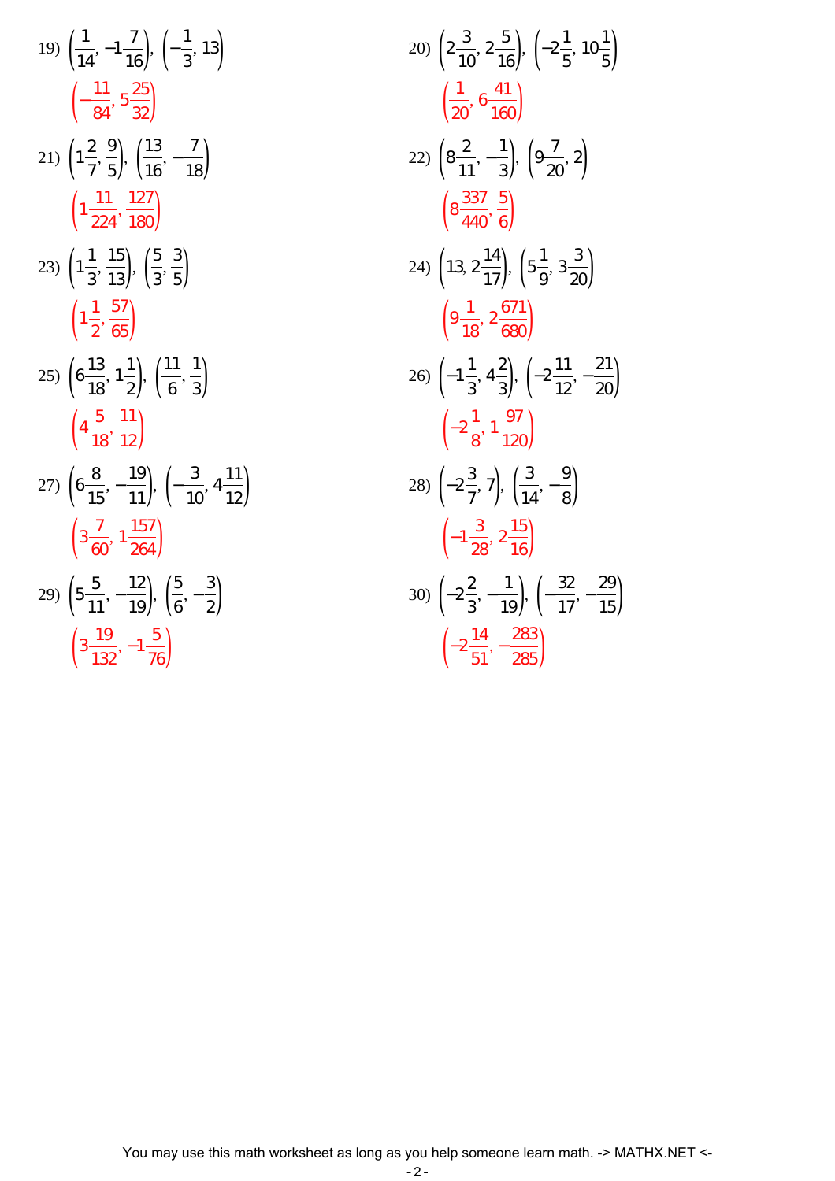19) $\left(\frac{1}{14}, -1\frac{7}{16}\right), \left(-\frac{1}{3}, 13\right)$

$\left(-\frac{11}{84}, 5\frac{25}{32}\right)$

20) $\left(2\frac{3}{10}, 2\frac{5}{16}\right), \left(-2\frac{1}{5}, 10\frac{1}{5}\right)$

$\left(\frac{1}{20}, 6\frac{41}{160}\right)$

21) $\left(1\frac{2}{7}, \frac{9}{5}\right), \left(\frac{13}{16}, -\frac{7}{18}\right)$

$\left(1\frac{11}{224}, \frac{127}{180}\right)$

22) $\left(8\frac{2}{11}, -\frac{1}{3}\right), \left(9\frac{7}{20}, 2\right)$

$\left(8\frac{337}{440}, \frac{5}{6}\right)$

23) $\left(1\frac{1}{3}, \frac{15}{13}\right), \left(\frac{5}{3}, \frac{3}{5}\right)$

$\left(1\frac{1}{2}, \frac{57}{65}\right)$

24) $\left(13, 2\frac{14}{17}\right), \left(5\frac{1}{9}, 3\frac{3}{20}\right)$

$\left(9\frac{1}{18}, 2\frac{671}{680}\right)$

25) $\left(6\frac{13}{18}, 1\frac{1}{2}\right), \left(\frac{11}{6}, \frac{1}{3}\right)$

$\left(4\frac{5}{18}, \frac{11}{12}\right)$

26) $\left(-1\frac{1}{3}, 4\frac{2}{3}\right), \left(-2\frac{11}{12}, -\frac{21}{20}\right)$

$\left(-2\frac{1}{8}, 1\frac{97}{120}\right)$

27) $\left(6\frac{8}{15}, -\frac{19}{11}\right), \left(-\frac{3}{10}, 4\frac{11}{12}\right)$

$\left(3\frac{7}{60}, 1\frac{157}{264}\right)$

28) $\left(-2\frac{3}{7}, 7\right), \left(\frac{3}{14}, -\frac{9}{8}\right)$

$\left(-1\frac{3}{28}, 2\frac{15}{16}\right)$

29) $\left(5\frac{5}{11}, -\frac{12}{19}\right), \left(\frac{5}{6}, -\frac{3}{2}\right)$

$\left(3\frac{19}{132}, -1\frac{5}{76}\right)$

30) $\left(-2\frac{2}{3}, -\frac{1}{19}\right), \left(-\frac{32}{17}, -\frac{29}{15}\right)$

$\left(-2\frac{14}{51}, -\frac{283}{285}\right)$

You may use this math worksheet as long as you help someone learn math. -> MATHX.NET <-